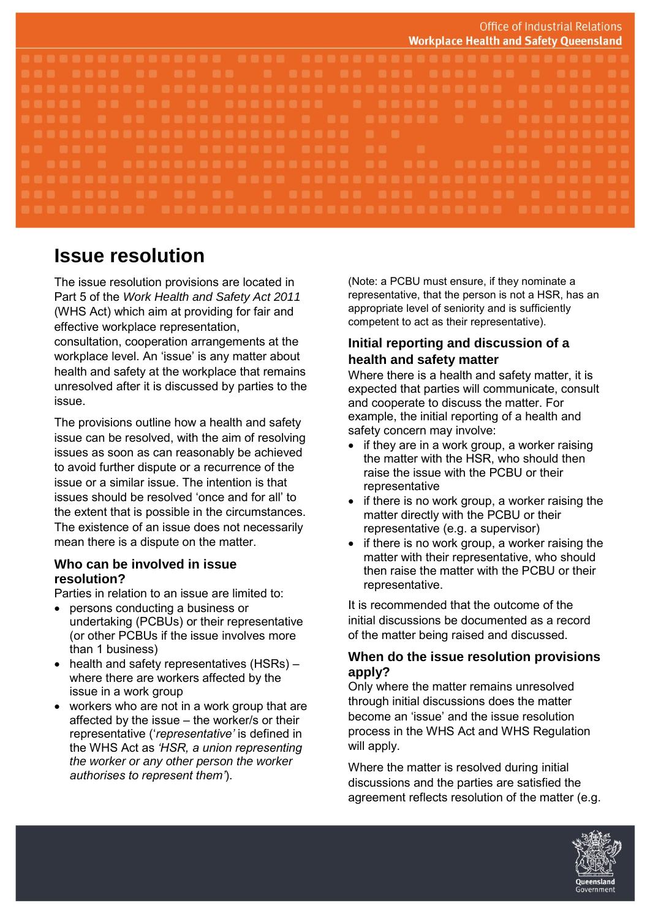# Issue resolution

The issue resolution provisions are located in Part 5 of the *Work Health and Safety Act 2011* (WHS Act) which aim at providing for fair and effective workplace representation, consultation, cooperation arrangements at the workplace level. An 'issue' is any matter about health and safety at the workplace that remains unresolved after it is discussed by parties to the issue.

The provisions outline how a health and safety issue can be resolved, with the aim of resolving issues as soon as can reasonably be achieved to avoid further dispute or a recurrence of the issue or a similar issue. The intention is that issues should be resolved 'once and for all' to the extent that is possible in the circumstances. The existence of an issue does not necessarily mean there is a dispute on the matter.

### Who can be involved in issue resolution?

Parties in relation to an issue are limited to:

- persons conducting a business or undertaking (PCBUs) or their representative (or other PCBUs if the issue involves more than 1 business)
- health and safety representatives (HSRs) – where there are workers affected by the issue in a work group
- workers who are not in a work group that are affected by the issue – the worker/s or their representative ('*representative'* is defined in the WHS Act as *'HSR, a union representing the worker or any other person the worker authorises to represent them'*).

(Note: a PCBU must ensure, if they nominate a representative, that the person is not a HSR, has an appropriate level of seniority and is sufficiently competent to act as their representative).

### Initial reporting and discussion of a health and safety matter

Where there is a health and safety matter, it is expected that parties will communicate, consult and cooperate to discuss the matter. For example, the initial reporting of a health and safety concern may involve:

- if they are in a work group, a worker raising the matter with the HSR, who should then raise the issue with the PCBU or their representative
- if there is no work group, a worker raising the matter directly with the PCBU or their representative (e.g. a supervisor)
- if there is no work group, a worker raising the matter with their representative, who should then raise the matter with the PCBU or their representative.

It is recommended that the outcome of the initial discussions be documented as a record of the matter being raised and discussed.

### When do the issue resolution provisions apply?

Only where the matter remains unresolved through initial discussions does the matter become an 'issue' and the issue resolution process in the WHS Act and WHS Regulation will apply.

Where the matter is resolved during initial discussions and the parties are satisfied the agreement reflects resolution of the matter (e.g.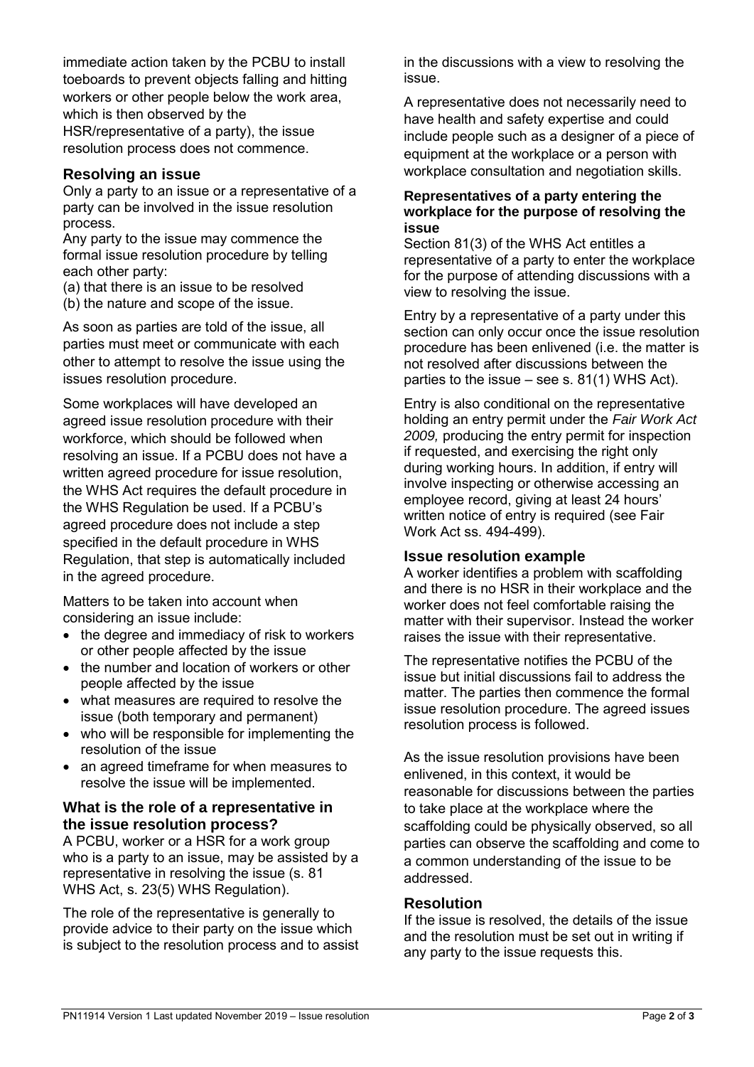immediate action taken by the PCBU to install toeboards to prevent objects falling and hitting workers or other people below the work area, which is then observed by the HSR/representative of a party), the issue resolution process does not commence.

## Resolving an issue

Only a party to an issue or a representative of a party can be involved in the issue resolution process.

Any party to the issue may commence the formal issue resolution procedure by telling each other party:

(a) that there is an issue to be resolved
(b) the nature and scope of the issue.

As soon as parties are told of the issue, all parties must meet or communicate with each other to attempt to resolve the issue using the issues resolution procedure.

Some workplaces will have developed an agreed issue resolution procedure with their workforce, which should be followed when resolving an issue. If a PCBU does not have a written agreed procedure for issue resolution, the WHS Act requires the default procedure in the WHS Regulation be used. If a PCBU's agreed procedure does not include a step specified in the default procedure in WHS Regulation, that step is automatically included in the agreed procedure.

Matters to be taken into account when considering an issue include:

- the degree and immediacy of risk to workers or other people affected by the issue
- the number and location of workers or other people affected by the issue
- what measures are required to resolve the issue (both temporary and permanent)
- who will be responsible for implementing the resolution of the issue
- an agreed timeframe for when measures to resolve the issue will be implemented.

## What is the role of a representative in the issue resolution process?

A PCBU, worker or a HSR for a work group who is a party to an issue, may be assisted by a representative in resolving the issue (s. 81 WHS Act, s. 23(5) WHS Regulation).

The role of the representative is generally to provide advice to their party on the issue which is subject to the resolution process and to assist in the discussions with a view to resolving the issue.

A representative does not necessarily need to have health and safety expertise and could include people such as a designer of a piece of equipment at the workplace or a person with workplace consultation and negotiation skills.

### Representatives of a party entering the workplace for the purpose of resolving the issue

Section 81(3) of the WHS Act entitles a representative of a party to enter the workplace for the purpose of attending discussions with a view to resolving the issue.

Entry by a representative of a party under this section can only occur once the issue resolution procedure has been enlivened (i.e. the matter is not resolved after discussions between the parties to the issue – see s. 81(1) WHS Act).

Entry is also conditional on the representative holding an entry permit under the *Fair Work Act 2009,* producing the entry permit for inspection if requested, and exercising the right only during working hours. In addition, if entry will involve inspecting or otherwise accessing an employee record, giving at least 24 hours' written notice of entry is required (see Fair Work Act ss. 494-499).

## Issue resolution example

A worker identifies a problem with scaffolding and there is no HSR in their workplace and the worker does not feel comfortable raising the matter with their supervisor. Instead the worker raises the issue with their representative.

The representative notifies the PCBU of the issue but initial discussions fail to address the matter. The parties then commence the formal issue resolution procedure. The agreed issues resolution process is followed.

As the issue resolution provisions have been enlivened, in this context, it would be reasonable for discussions between the parties to take place at the workplace where the scaffolding could be physically observed, so all parties can observe the scaffolding and come to a common understanding of the issue to be addressed.

## Resolution

If the issue is resolved, the details of the issue and the resolution must be set out in writing if any party to the issue requests this.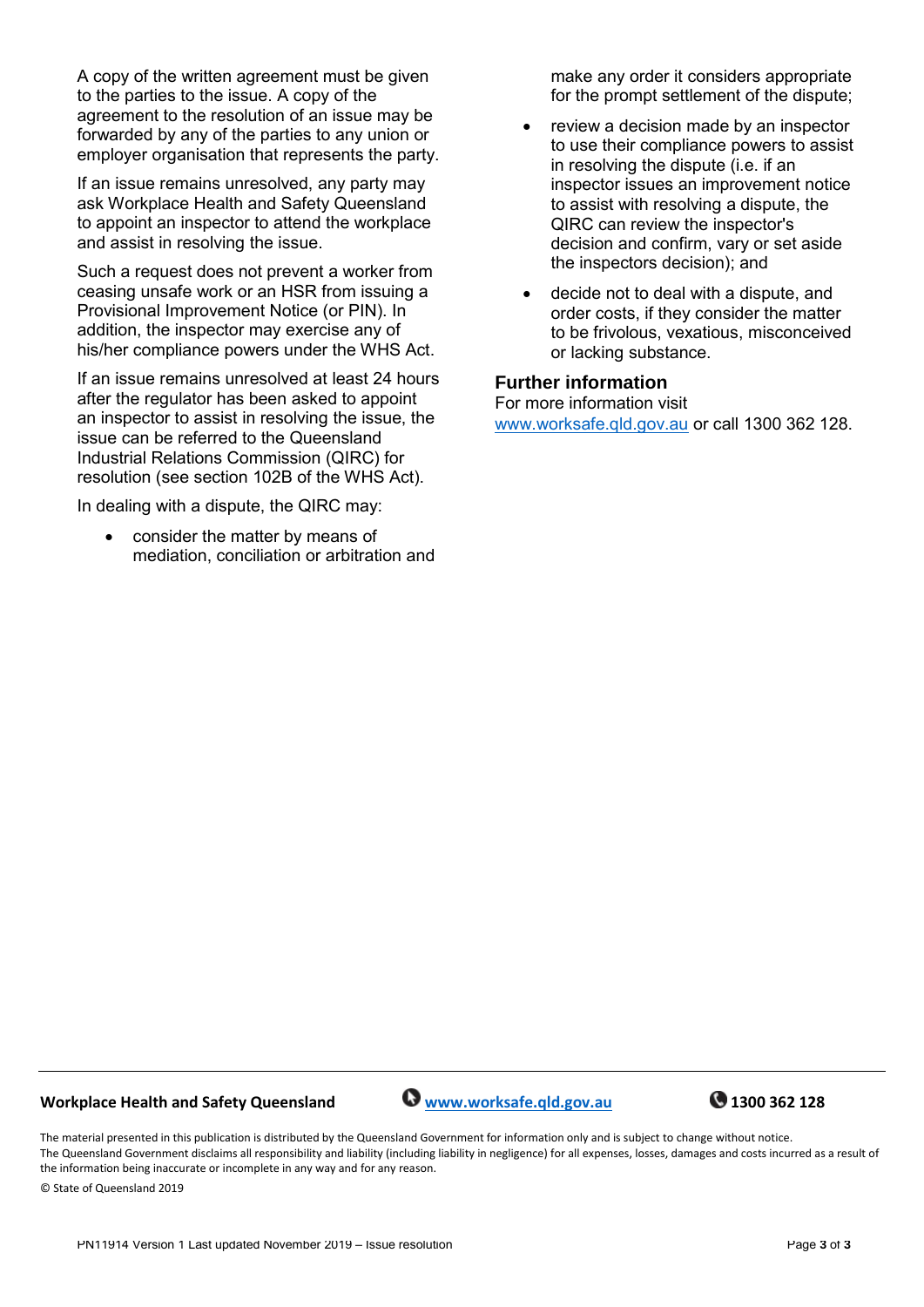A copy of the written agreement must be given to the parties to the issue. A copy of the agreement to the resolution of an issue may be forwarded by any of the parties to any union or employer organisation that represents the party.

If an issue remains unresolved, any party may ask Workplace Health and Safety Queensland to appoint an inspector to attend the workplace and assist in resolving the issue.

Such a request does not prevent a worker from ceasing unsafe work or an HSR from issuing a Provisional Improvement Notice (or PIN). In addition, the inspector may exercise any of his/her compliance powers under the WHS Act.

If an issue remains unresolved at least 24 hours after the regulator has been asked to appoint an inspector to assist in resolving the issue, the issue can be referred to the Queensland Industrial Relations Commission (QIRC) for resolution (see section 102B of the WHS Act).

In dealing with a dispute, the QIRC may:

- consider the matter by means of mediation, conciliation or arbitration and make any order it considers appropriate for the prompt settlement of the dispute;
- review a decision made by an inspector to use their compliance powers to assist in resolving the dispute (i.e. if an inspector issues an improvement notice to assist with resolving a dispute, the QIRC can review the inspector's decision and confirm, vary or set aside the inspectors decision); and
- decide not to deal with a dispute, and order costs, if they consider the matter to be frivolous, vexatious, misconceived or lacking substance.

## Further information

For more information visit www.worksafe.qld.gov.au or call 1300 362 128.

**Workplace Health and Safety Queensland** **www.worksafe.qld.gov.au** **1300 362 128**

The material presented in this publication is distributed by the Queensland Government for information only and is subject to change without notice.
The Queensland Government disclaims all responsibility and liability (including liability in negligence) for all expenses, losses, damages and costs incurred as a result of the information being inaccurate or incomplete in any way and for any reason.

© State of Queensland 2019

PN11914 Version 1 Last updated November 2019 – Issue resolution